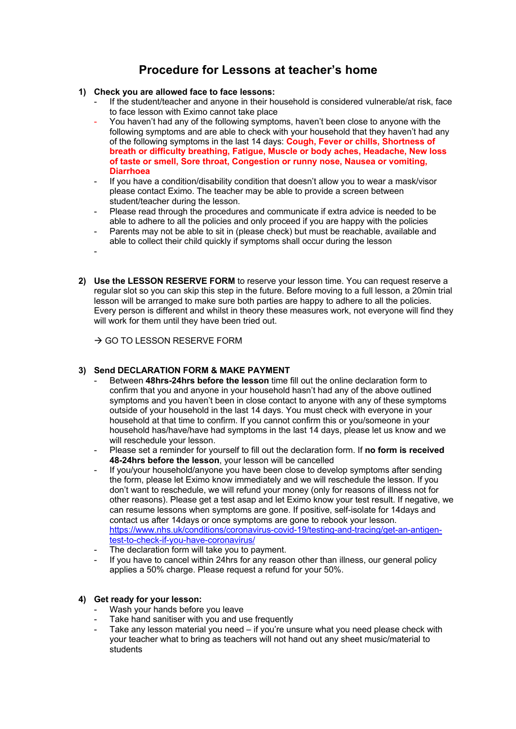# Procedure for Lessons at teacher's home

1) **Check you are allowed face to face lessons:**
   - If the student/teacher and anyone in their household is considered vulnerable/at risk, face to face lesson with Eximo cannot take place
   - You haven't had any of the following symptoms, haven't been close to anyone with the following symptoms and are able to check with your household that they haven't had any of the following symptoms in the last 14 days: **Cough, Fever or chills, Shortness of breath or difficulty breathing, Fatigue, Muscle or body aches, Headache, New loss of taste or smell, Sore throat, Congestion or runny nose, Nausea or vomiting, Diarrhoea**
   - If you have a condition/disability condition that doesn't allow you to wear a mask/visor please contact Eximo. The teacher may be able to provide a screen between student/teacher during the lesson.
   - Please read through the procedures and communicate if extra advice is needed to be able to adhere to all the policies and only proceed if you are happy with the policies
   - Parents may not be able to sit in (please check) but must be reachable, available and able to collect their child quickly if symptoms shall occur during the lesson
   -

2) **Use the LESSON RESERVE FORM** to reserve your lesson time. You can request reserve a regular slot so you can skip this step in the future. Before moving to a full lesson, a 20min trial lesson will be arranged to make sure both parties are happy to adhere to all the policies. Every person is different and whilst in theory these measures work, not everyone will find they will work for them until they have been tried out.

   → GO TO LESSON RESERVE FORM

3) **Send DECLARATION FORM & MAKE PAYMENT**
   - Between **48hrs-24hrs before the lesson** time fill out the online declaration form to confirm that you and anyone in your household hasn't had any of the above outlined symptoms and you haven't been in close contact to anyone with any of these symptoms outside of your household in the last 14 days. You must check with everyone in your household at that time to confirm. If you cannot confirm this or you/someone in your household has/have/have had symptoms in the last 14 days, please let us know and we will reschedule your lesson.
   - Please set a reminder for yourself to fill out the declaration form. If **no form is received 48-24hrs before the lesson**, your lesson will be cancelled
   - If you/your household/anyone you have been close to develop symptoms after sending the form, please let Eximo know immediately and we will reschedule the lesson. If you don't want to reschedule, we will refund your money (only for reasons of illness not for other reasons). Please get a test asap and let Eximo know your test result. If negative, we can resume lessons when symptoms are gone. If positive, self-isolate for 14days and contact us after 14days or once symptoms are gone to rebook your lesson. [https://www.nhs.uk/conditions/coronavirus-covid-19/testing-and-tracing/get-an-antigen-test-to-check-if-you-have-coronavirus/](https://www.nhs.uk/conditions/coronavirus-covid-19/testing-and-tracing/get-an-antigen-test-to-check-if-you-have-coronavirus/)
   - The declaration form will take you to payment.
   - If you have to cancel within 24hrs for any reason other than illness, our general policy applies a 50% charge. Please request a refund for your 50%.

4) **Get ready for your lesson:**
   - Wash your hands before you leave
   - Take hand sanitiser with you and use frequently
   - Take any lesson material you need – if you're unsure what you need please check with your teacher what to bring as teachers will not hand out any sheet music/material to students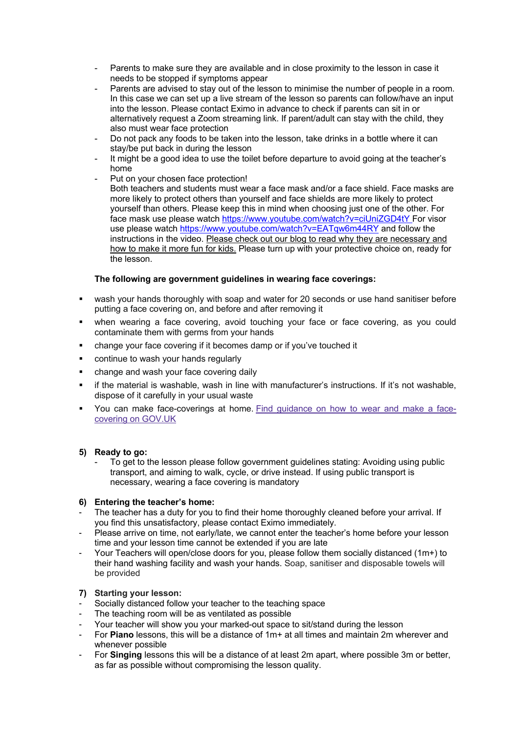- Parents to make sure they are available and in close proximity to the lesson in case it needs to be stopped if symptoms appear
- Parents are advised to stay out of the lesson to minimise the number of people in a room. In this case we can set up a live stream of the lesson so parents can follow/have an input into the lesson. Please contact Eximo in advance to check if parents can sit in or alternatively request a Zoom streaming link. If parent/adult can stay with the child, they also must wear face protection
- Do not pack any foods to be taken into the lesson, take drinks in a bottle where it can stay/be put back in during the lesson
- It might be a good idea to use the toilet before departure to avoid going at the teacher's home
- Put on your chosen face protection!
  Both teachers and students must wear a face mask and/or a face shield. Face masks are more likely to protect others than yourself and face shields are more likely to protect yourself than others. Please keep this in mind when choosing just one of the other. For face mask use please watch https://www.youtube.com/watch?v=ciUniZGD4tY For visor use please watch https://www.youtube.com/watch?v=EATqw6m44RY and follow the instructions in the video. Please check out our blog to read why they are necessary and how to make it more fun for kids. Please turn up with your protective choice on, ready for the lesson.

**The following are government guidelines in wearing face coverings:**

- wash your hands thoroughly with soap and water for 20 seconds or use hand sanitiser before putting a face covering on, and before and after removing it
- when wearing a face covering, avoid touching your face or face covering, as you could contaminate them with germs from your hands
- change your face covering if it becomes damp or if you've touched it
- continue to wash your hands regularly
- change and wash your face covering daily
- if the material is washable, wash in line with manufacturer's instructions. If it's not washable, dispose of it carefully in your usual waste
- You can make face-coverings at home. Find guidance on how to wear and make a face-covering on GOV.UK

**5) Ready to go:**

- To get to the lesson please follow government guidelines stating: Avoiding using public transport, and aiming to walk, cycle, or drive instead. If using public transport is necessary, wearing a face covering is mandatory

**6) Entering the teacher's home:**

- The teacher has a duty for you to find their home thoroughly cleaned before your arrival. If you find this unsatisfactory, please contact Eximo immediately.
- Please arrive on time, not early/late, we cannot enter the teacher's home before your lesson time and your lesson time cannot be extended if you are late
- Your Teachers will open/close doors for you, please follow them socially distanced (1m+) to their hand washing facility and wash your hands. Soap, sanitiser and disposable towels will be provided

**7) Starting your lesson:**

- Socially distanced follow your teacher to the teaching space
- The teaching room will be as ventilated as possible
- Your teacher will show you your marked-out space to sit/stand during the lesson
- For **Piano** lessons, this will be a distance of 1m+ at all times and maintain 2m wherever and whenever possible
- For **Singing** lessons this will be a distance of at least 2m apart, where possible 3m or better, as far as possible without compromising the lesson quality.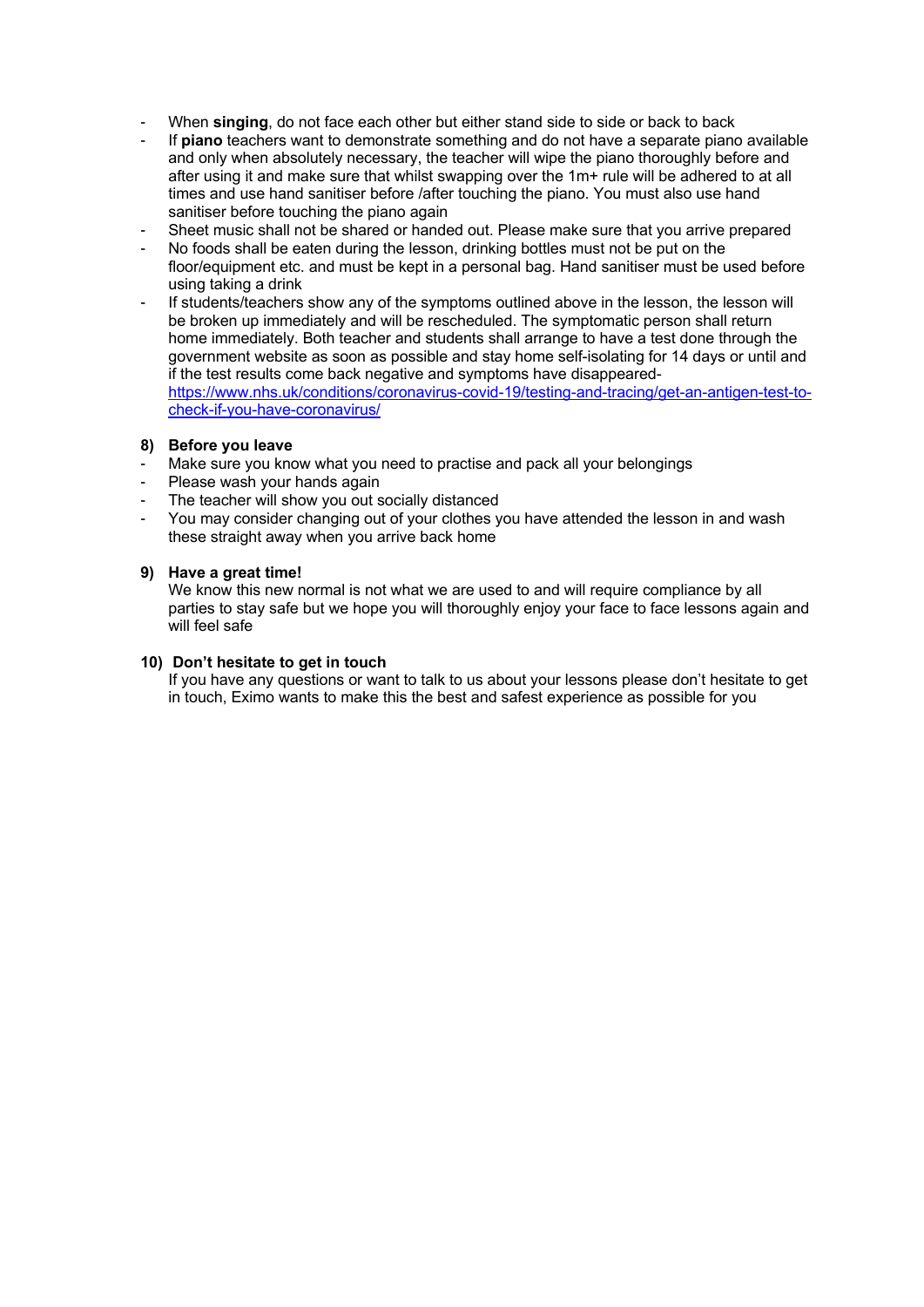- When **singing**, do not face each other but either stand side to side or back to back
- If **piano** teachers want to demonstrate something and do not have a separate piano available and only when absolutely necessary, the teacher will wipe the piano thoroughly before and after using it and make sure that whilst swapping over the 1m+ rule will be adhered to at all times and use hand sanitiser before /after touching the piano. You must also use hand sanitiser before touching the piano again
- Sheet music shall not be shared or handed out. Please make sure that you arrive prepared
- No foods shall be eaten during the lesson, drinking bottles must not be put on the floor/equipment etc. and must be kept in a personal bag. Hand sanitiser must be used before using taking a drink
- If students/teachers show any of the symptoms outlined above in the lesson, the lesson will be broken up immediately and will be rescheduled. The symptomatic person shall return home immediately. Both teacher and students shall arrange to have a test done through the government website as soon as possible and stay home self-isolating for 14 days or until and if the test results come back negative and symptoms have disappeared- [https://www.nhs.uk/conditions/coronavirus-covid-19/testing-and-tracing/get-an-antigen-test-to-check-if-you-have-coronavirus/](https://www.nhs.uk/conditions/coronavirus-covid-19/testing-and-tracing/get-an-antigen-test-to-check-if-you-have-coronavirus/)

**8) Before you leave**

- Make sure you know what you need to practise and pack all your belongings
- Please wash your hands again
- The teacher will show you out socially distanced
- You may consider changing out of your clothes you have attended the lesson in and wash these straight away when you arrive back home

**9) Have a great time!**

We know this new normal is not what we are used to and will require compliance by all parties to stay safe but we hope you will thoroughly enjoy your face to face lessons again and will feel safe

**10) Don't hesitate to get in touch**

If you have any questions or want to talk to us about your lessons please don't hesitate to get in touch, Eximo wants to make this the best and safest experience as possible for you